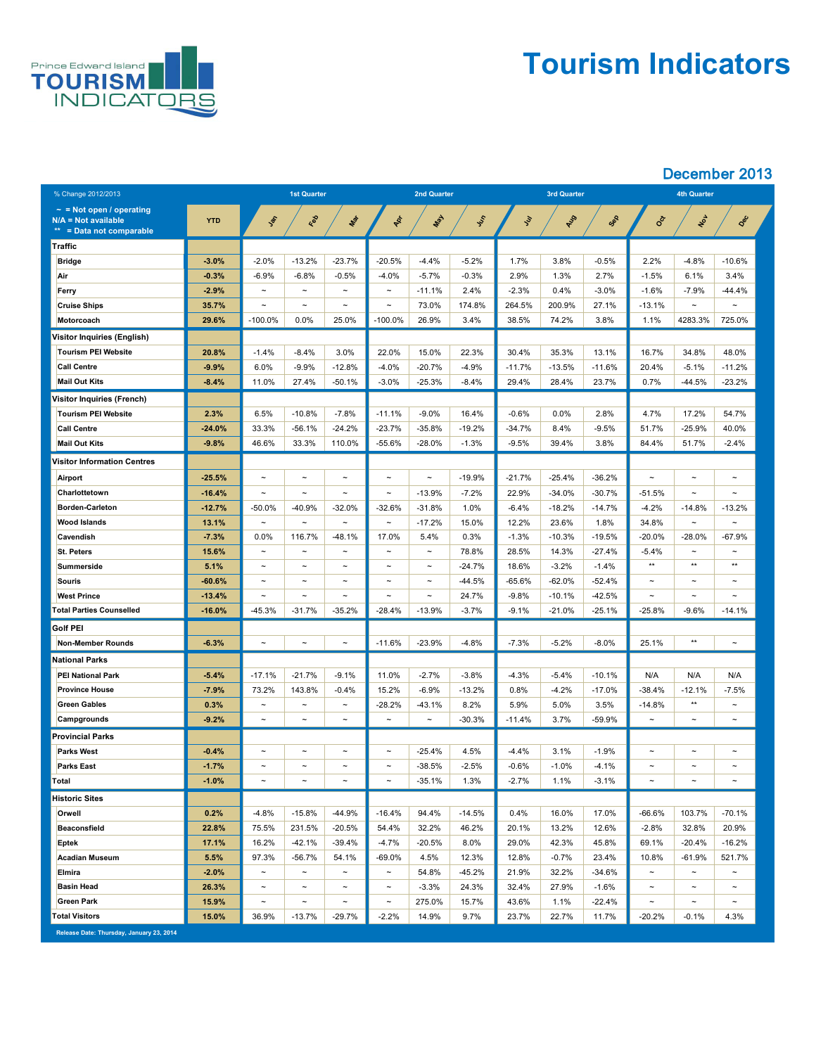# Tourism Indicators

Prince Edward Island TOURISM INDICATORS

## December 2013

| % Change 2012/2013 | YTD | Jan | Feb | Mar | Apr | May | Jun | Jul | Aug | Sep | Oct | Nov | Dec |
|---|---|---|---|---|---|---|---|---|---|---|---|---|---|
| | | 1st Quarter | | | 2nd Quarter | | | 3rd Quarter | | | 4th Quarter | | |
| **Traffic** | | | | | | | | | | | | | |
| Bridge | -3.0% | -2.0% | -13.2% | -23.7% | -20.5% | -4.4% | -5.2% | 1.7% | 3.8% | -0.5% | 2.2% | -4.8% | -10.6% |
| Air | -0.3% | -6.9% | -6.8% | -0.5% | -4.0% | -5.7% | -0.3% | 2.9% | 1.3% | 2.7% | -1.5% | 6.1% | 3.4% |
| Ferry | -2.9% | ~ | ~ | ~ | ~ | -11.1% | 2.4% | -2.3% | 0.4% | -3.0% | -1.6% | -7.9% | -44.4% |
| Cruise Ships | 35.7% | ~ | ~ | ~ | ~ | 73.0% | 174.8% | 264.5% | 200.9% | 27.1% | -13.1% | ~ | ~ |
| Motorcoach | 29.6% | -100.0% | 0.0% | 25.0% | -100.0% | 26.9% | 3.4% | 38.5% | 74.2% | 3.8% | 1.1% | 4283.3% | 725.0% |
| **Visitor Inquiries (English)** | | | | | | | | | | | | | |
| Tourism PEI Website | 20.8% | -1.4% | -8.4% | 3.0% | 22.0% | 15.0% | 22.3% | 30.4% | 35.3% | 13.1% | 16.7% | 34.8% | 48.0% |
| Call Centre | -9.9% | 6.0% | -9.9% | -12.8% | -4.0% | -20.7% | -4.9% | -11.7% | -13.5% | -11.6% | 20.4% | -5.1% | -11.2% |
| Mail Out Kits | -8.4% | 11.0% | 27.4% | -50.1% | -3.0% | -25.3% | -8.4% | 29.4% | 28.4% | 23.7% | 0.7% | -44.5% | -23.2% |
| **Visitor Inquiries (French)** | | | | | | | | | | | | | |
| Tourism PEI Website | 2.3% | 6.5% | -10.8% | -7.8% | -11.1% | -9.0% | 16.4% | -0.6% | 0.0% | 2.8% | 4.7% | 17.2% | 54.7% |
| Call Centre | -24.0% | 33.3% | -56.1% | -24.2% | -23.7% | -35.8% | -19.2% | -34.7% | 8.4% | -9.5% | 51.7% | -25.9% | 40.0% |
| Mail Out Kits | -9.8% | 46.6% | 33.3% | 110.0% | -55.6% | -28.0% | -1.3% | -9.5% | 39.4% | 3.8% | 84.4% | 51.7% | -2.4% |
| **Visitor Information Centres** | | | | | | | | | | | | | |
| Airport | -25.5% | ~ | ~ | ~ | ~ | ~ | -19.9% | -21.7% | -25.4% | -36.2% | ~ | ~ | ~ |
| Charlottetown | -16.4% | ~ | ~ | ~ | ~ | -13.9% | -7.2% | 22.9% | -34.0% | -30.7% | -51.5% | ~ | ~ |
| Borden-Carleton | -12.7% | -50.0% | -40.9% | -32.0% | -32.6% | -31.8% | 1.0% | -6.4% | -18.2% | -14.7% | -4.2% | -14.8% | -13.2% |
| Wood Islands | 13.1% | ~ | ~ | ~ | ~ | -17.2% | 15.0% | 12.2% | 23.6% | 1.8% | 34.8% | ~ | ~ |
| Cavendish | -7.3% | 0.0% | 116.7% | -48.1% | 17.0% | 5.4% | 0.3% | -1.3% | -10.3% | -19.5% | -20.0% | -28.0% | -67.9% |
| St. Peters | 15.6% | ~ | ~ | ~ | ~ | ~ | 78.8% | 28.5% | 14.3% | -27.4% | -5.4% | ~ | ~ |
| Summerside | 5.1% | ~ | ~ | ~ | ~ | ~ | -24.7% | 18.6% | -3.2% | -1.4% | ** | ** | ** |
| Souris | -60.6% | ~ | ~ | ~ | ~ | ~ | -44.5% | -65.6% | -62.0% | -52.4% | ~ | ~ | ~ |
| West Prince | -13.4% | ~ | ~ | ~ | ~ | ~ | 24.7% | -9.8% | -10.1% | -42.5% | ~ | ~ | ~ |
| Total Parties Counselled | -16.0% | -45.3% | -31.7% | -35.2% | -28.4% | -13.9% | -3.7% | -9.1% | -21.0% | -25.1% | -25.8% | -9.6% | -14.1% |
| **Golf PEI** | | | | | | | | | | | | | |
| Non-Member Rounds | -6.3% | ~ | ~ | ~ | -11.6% | -23.9% | -4.8% | -7.3% | -5.2% | -8.0% | 25.1% | ** | ~ |
| **National Parks** | | | | | | | | | | | | | |
| PEI National Park | -5.4% | -17.1% | -21.7% | -9.1% | 11.0% | -2.7% | -3.8% | -4.3% | -5.4% | -10.1% | N/A | N/A | N/A |
| Province House | -7.9% | 73.2% | 143.8% | -0.4% | 15.2% | -6.9% | -13.2% | 0.8% | -4.2% | -17.0% | -38.4% | -12.1% | -7.5% |
| Green Gables | 0.3% | ~ | ~ | ~ | -28.2% | -43.1% | 8.2% | 5.9% | 5.0% | 3.5% | -14.8% | ** | ~ |
| Campgrounds | -9.2% | ~ | ~ | ~ | ~ | ~ | -30.3% | -11.4% | 3.7% | -59.9% | ~ | ~ | ~ |
| **Provincial Parks** | | | | | | | | | | | | | |
| Parks West | -0.4% | ~ | ~ | ~ | ~ | -25.4% | 4.5% | -4.4% | 3.1% | -1.9% | ~ | ~ | ~ |
| Parks East | -1.7% | ~ | ~ | ~ | ~ | -38.5% | -2.5% | -0.6% | -1.0% | -4.1% | ~ | ~ | ~ |
| Total | -1.0% | ~ | ~ | ~ | ~ | -35.1% | 1.3% | -2.7% | 1.1% | -3.1% | ~ | ~ | ~ |
| **Historic Sites** | | | | | | | | | | | | | |
| Orwell | 0.2% | -4.8% | -15.8% | -44.9% | -16.4% | 94.4% | -14.5% | 0.4% | 16.0% | 17.0% | -66.6% | 103.7% | -70.1% |
| Beaconsfield | 22.8% | 75.5% | 231.5% | -20.5% | 54.4% | 32.2% | 46.2% | 20.1% | 13.2% | 12.6% | -2.8% | 32.8% | 20.9% |
| Eptek | 17.1% | 16.2% | -42.1% | -39.4% | -4.7% | -20.5% | 8.0% | 29.0% | 42.3% | 45.8% | 69.1% | -20.4% | -16.2% |
| Acadian Museum | 5.5% | 97.3% | -56.7% | 54.1% | -69.0% | 4.5% | 12.3% | 12.8% | -0.7% | 23.4% | 10.8% | -61.9% | 521.7% |
| Elmira | -2.0% | ~ | ~ | ~ | ~ | 54.8% | -45.2% | 21.9% | 32.2% | -34.6% | ~ | ~ | ~ |
| Basin Head | 26.3% | ~ | ~ | ~ | ~ | -3.3% | 24.3% | 32.4% | 27.9% | -1.6% | ~ | ~ | ~ |
| Green Park | 15.9% | ~ | ~ | ~ | ~ | 275.0% | 15.7% | 43.6% | 1.1% | -22.4% | ~ | ~ | ~ |
| Total Visitors | 15.0% | 36.9% | -13.7% | -29.7% | -2.2% | 14.9% | 9.7% | 23.7% | 22.7% | 11.7% | -20.2% | -0.1% | 4.3% |

~ = Not open / operating
N/A = Not available
** = Data not comparable

Release Date: Thursday, January 23, 2014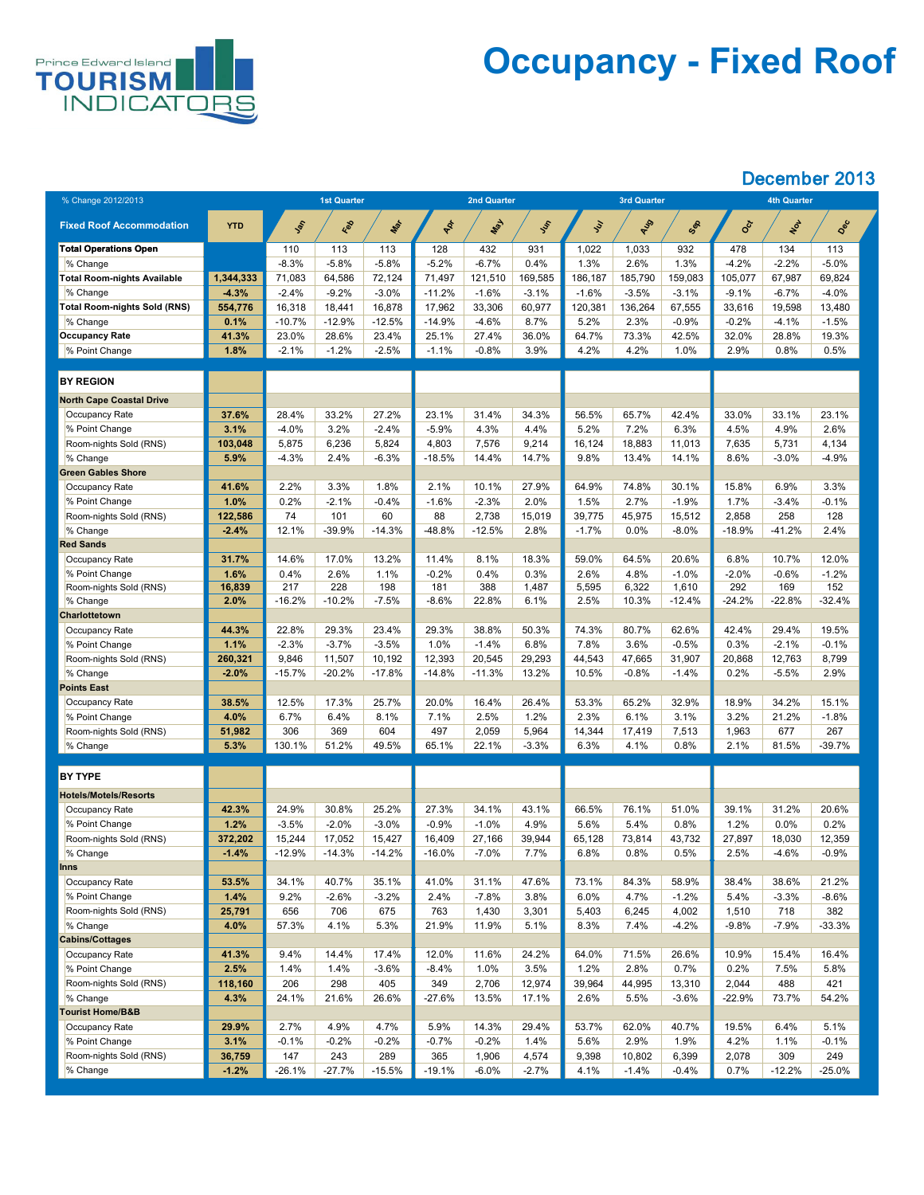# Occupancy - Fixed Roof

## December 2013

| % Change 2012/2013 | | 1st Quarter | | | 2nd Quarter | | | 3rd Quarter | | | 4th Quarter | | |
|---|---|---|---|---|---|---|---|---|---|---|---|---|---|
| Fixed Roof Accommodation | YTD | Jan | Feb | Mar | Apr | May | Jun | Jul | Aug | Sep | Oct | Nov | Dec |
| **Total Operations Open** | | 110 | 113 | 113 | 128 | 432 | 931 | 1,022 | 1,033 | 932 | 478 | 134 | 113 |
| % Change | | -8.3% | -5.8% | -5.8% | -5.2% | -6.7% | 0.4% | 1.3% | 2.6% | 1.3% | -4.2% | -2.2% | -5.0% |
| **Total Room-nights Available** | **1,344,333** | 71,083 | 64,586 | 72,124 | 71,497 | 121,510 | 169,585 | 186,187 | 185,790 | 159,083 | 105,077 | 67,987 | 69,824 |
| % Change | **-4.3%** | -2.4% | -9.2% | -3.0% | -11.2% | -1.6% | -3.1% | -1.6% | -3.5% | -3.1% | -9.1% | -6.7% | -4.0% |
| **Total Room-nights Sold (RNS)** | **554,776** | 16,318 | 18,441 | 16,878 | 17,962 | 33,306 | 60,977 | 120,381 | 136,264 | 67,555 | 33,616 | 19,598 | 13,480 |
| % Change | **0.1%** | -10.7% | -12.9% | -12.5% | -14.9% | -4.6% | 8.7% | 5.2% | 2.3% | -0.9% | -0.2% | -4.1% | -1.5% |
| **Occupancy Rate** | **41.3%** | 23.0% | 28.6% | 23.4% | 25.1% | 27.4% | 36.0% | 64.7% | 73.3% | 42.5% | 32.0% | 28.8% | 19.3% |
| % Point Change | **1.8%** | -2.1% | -1.2% | -2.5% | -1.1% | -0.8% | 3.9% | 4.2% | 4.2% | 1.0% | 2.9% | 0.8% | 0.5% |
| **BY REGION** | | | | | | | | | | | | | |
| **North Cape Coastal Drive** | | | | | | | | | | | | | |
| Occupancy Rate | **37.6%** | 28.4% | 33.2% | 27.2% | 23.1% | 31.4% | 34.3% | 56.5% | 65.7% | 42.4% | 33.0% | 33.1% | 23.1% |
| % Point Change | **3.1%** | -4.0% | 3.2% | -2.4% | -5.9% | 4.3% | 4.4% | 5.2% | 7.2% | 6.3% | 4.5% | 4.9% | 2.6% |
| Room-nights Sold (RNS) | **103,048** | 5,875 | 6,236 | 5,824 | 4,803 | 7,576 | 9,214 | 16,124 | 18,883 | 11,013 | 7,635 | 5,731 | 4,134 |
| % Change | **5.9%** | -4.3% | 2.4% | -6.3% | -18.5% | 14.4% | 14.7% | 9.8% | 13.4% | 14.1% | 8.6% | -3.0% | -4.9% |
| **Green Gables Shore** | | | | | | | | | | | | | |
| Occupancy Rate | **41.6%** | 2.2% | 3.3% | 1.8% | 2.1% | 10.1% | 27.9% | 64.9% | 74.8% | 30.1% | 15.8% | 6.9% | 3.3% |
| % Point Change | **1.0%** | 0.2% | -2.1% | -0.4% | -1.6% | -2.3% | 2.0% | 1.5% | 2.7% | -1.9% | 1.7% | -3.4% | -0.1% |
| Room-nights Sold (RNS) | **122,586** | 74 | 101 | 60 | 88 | 2,738 | 15,019 | 39,775 | 45,975 | 15,512 | 2,858 | 258 | 128 |
| % Change | **-2.4%** | 12.1% | -39.9% | -14.3% | -48.8% | -12.5% | 2.8% | -1.7% | 0.0% | -8.0% | -18.9% | -41.2% | 2.4% |
| **Red Sands** | | | | | | | | | | | | | |
| Occupancy Rate | **31.7%** | 14.6% | 17.0% | 13.2% | 11.4% | 8.1% | 18.3% | 59.0% | 64.5% | 20.6% | 6.8% | 10.7% | 12.0% |
| % Point Change | **1.6%** | 0.4% | 2.6% | 1.1% | -0.2% | 0.4% | 0.3% | 2.6% | 4.8% | -1.0% | -2.0% | -0.6% | -1.2% |
| Room-nights Sold (RNS) | **16,839** | 217 | 228 | 198 | 181 | 388 | 1,487 | 5,595 | 6,322 | 1,610 | 292 | 169 | 152 |
| % Change | **2.0%** | -16.2% | -10.2% | -7.5% | -8.6% | 22.8% | 6.1% | 2.5% | 10.3% | -12.4% | -24.2% | -22.8% | -32.4% |
| **Charlottetown** | | | | | | | | | | | | | |
| Occupancy Rate | **44.3%** | 22.8% | 29.3% | 23.4% | 29.3% | 38.8% | 50.3% | 74.3% | 80.7% | 62.6% | 42.4% | 29.4% | 19.5% |
| % Point Change | **1.1%** | -2.3% | -3.7% | -3.5% | 1.0% | -1.4% | 6.8% | 7.8% | 3.6% | -0.5% | 0.3% | -2.1% | -0.1% |
| Room-nights Sold (RNS) | **260,321** | 9,846 | 11,507 | 10,192 | 12,393 | 20,545 | 29,293 | 44,543 | 47,665 | 31,907 | 20,868 | 12,763 | 8,799 |
| % Change | **-2.0%** | -15.7% | -20.2% | -17.8% | -14.8% | -11.3% | 13.2% | 10.5% | -0.8% | -1.4% | 0.2% | -5.5% | 2.9% |
| **Points East** | | | | | | | | | | | | | |
| Occupancy Rate | **38.5%** | 12.5% | 17.3% | 25.7% | 20.0% | 16.4% | 26.4% | 53.3% | 65.2% | 32.9% | 18.9% | 34.2% | 15.1% |
| % Point Change | **4.0%** | 6.7% | 6.4% | 8.1% | 7.1% | 2.5% | 1.2% | 2.3% | 6.1% | 3.1% | 3.2% | 21.2% | -1.8% |
| Room-nights Sold (RNS) | **51,982** | 306 | 369 | 604 | 497 | 2,059 | 5,964 | 14,344 | 17,419 | 7,513 | 1,963 | 677 | 267 |
| % Change | **5.3%** | 130.1% | 51.2% | 49.5% | 65.1% | 22.1% | -3.3% | 6.3% | 4.1% | 0.8% | 2.1% | 81.5% | -39.7% |
| **BY TYPE** | | | | | | | | | | | | | |
| **Hotels/Motels/Resorts** | | | | | | | | | | | | | |
| Occupancy Rate | **42.3%** | 24.9% | 30.8% | 25.2% | 27.3% | 34.1% | 43.1% | 66.5% | 76.1% | 51.0% | 39.1% | 31.2% | 20.6% |
| % Point Change | **1.2%** | -3.5% | -2.0% | -3.0% | -0.9% | -1.0% | 4.9% | 5.6% | 5.4% | 0.8% | 1.2% | 0.0% | 0.2% |
| Room-nights Sold (RNS) | **372,202** | 15,244 | 17,052 | 15,427 | 16,409 | 27,166 | 39,944 | 65,128 | 73,814 | 43,732 | 27,897 | 18,030 | 12,359 |
| % Change | **-1.4%** | -12.9% | -14.3% | -14.2% | -16.0% | -7.0% | 7.7% | 6.8% | 0.8% | 0.5% | 2.5% | -4.6% | -0.9% |
| **Inns** | | | | | | | | | | | | | |
| Occupancy Rate | **53.5%** | 34.1% | 40.7% | 35.1% | 41.0% | 31.1% | 47.6% | 73.1% | 84.3% | 58.9% | 38.4% | 38.6% | 21.2% |
| % Point Change | **1.4%** | 9.2% | -2.6% | -3.2% | 2.4% | -7.8% | 3.8% | 6.0% | 4.7% | -1.2% | 5.4% | -3.3% | -8.6% |
| Room-nights Sold (RNS) | **25,791** | 656 | 706 | 675 | 763 | 1,430 | 3,301 | 5,403 | 6,245 | 4,002 | 1,510 | 718 | 382 |
| % Change | **4.0%** | 57.3% | 4.1% | 5.3% | 21.9% | 11.9% | 5.1% | 8.3% | 7.4% | -4.2% | -9.8% | -7.9% | -33.3% |
| **Cabins/Cottages** | | | | | | | | | | | | | |
| Occupancy Rate | **41.3%** | 9.4% | 14.4% | 17.4% | 12.0% | 11.6% | 24.2% | 64.0% | 71.5% | 26.6% | 10.9% | 15.4% | 16.4% |
| % Point Change | **2.5%** | 1.4% | 1.4% | -3.6% | -8.4% | 1.0% | 3.5% | 1.2% | 2.8% | 0.7% | 0.2% | 7.5% | 5.8% |
| Room-nights Sold (RNS) | **118,160** | 206 | 298 | 405 | 349 | 2,706 | 12,974 | 39,964 | 44,995 | 13,310 | 2,044 | 488 | 421 |
| % Change | **4.3%** | 24.1% | 21.6% | 26.6% | -27.6% | 13.5% | 17.1% | 2.6% | 5.5% | -3.6% | -22.9% | 73.7% | 54.2% |
| **Tourist Home/B&B** | | | | | | | | | | | | | |
| Occupancy Rate | **29.9%** | 2.7% | 4.9% | 4.7% | 5.9% | 14.3% | 29.4% | 53.7% | 62.0% | 40.7% | 19.5% | 6.4% | 5.1% |
| % Point Change | **3.1%** | -0.1% | -0.2% | -0.2% | -0.7% | -0.2% | 1.4% | 5.6% | 2.9% | 1.9% | 4.2% | 1.1% | -0.1% |
| Room-nights Sold (RNS) | **36,759** | 147 | 243 | 289 | 365 | 1,906 | 4,574 | 9,398 | 10,802 | 6,399 | 2,078 | 309 | 249 |
| % Change | **-1.2%** | -26.1% | -27.7% | -15.5% | -19.1% | -6.0% | -2.7% | 4.1% | -1.4% | -0.4% | 0.7% | -12.2% | -25.0% |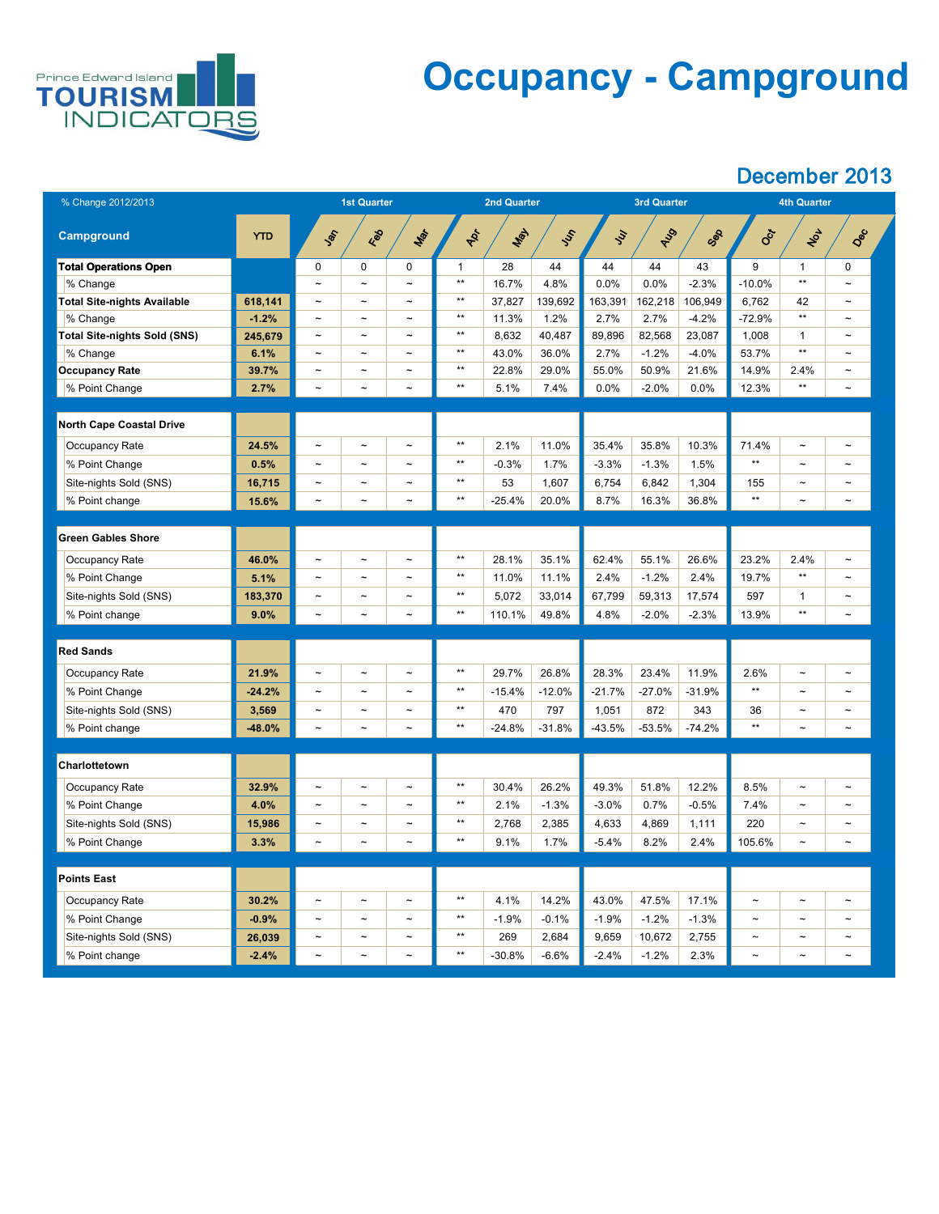# Occupancy - Campground

## December 2013

| % Change 2012/2013 | | 1st Quarter | | | 2nd Quarter | | | 3rd Quarter | | | 4th Quarter | | |
|---|---|---|---|---|---|---|---|---|---|---|---|---|---|
| **Campground** | **YTD** | Jan | Feb | Mar | Apr | May | Jun | Jul | Aug | Sep | Oct | Nov | Dec |
| **Total Operations Open** | | 0 | 0 | 0 | 1 | 28 | 44 | 44 | 44 | 43 | 9 | 1 | 0 |
| % Change | | ~ | ~ | ~ | ** | 16.7% | 4.8% | 0.0% | 0.0% | -2.3% | -10.0% | ** | ~ |
| **Total Site-nights Available** | **618,141** | ~ | ~ | ~ | ** | 37,827 | 139,692 | 163,391 | 162,218 | 106,949 | 6,762 | 42 | ~ |
| % Change | **-1.2%** | ~ | ~ | ~ | ** | 11.3% | 1.2% | 2.7% | 2.7% | -4.2% | -72.9% | ** | ~ |
| **Total Site-nights Sold (SNS)** | **245,679** | ~ | ~ | ~ | ** | 8,632 | 40,487 | 89,896 | 82,568 | 23,087 | 1,008 | 1 | ~ |
| % Change | **6.1%** | ~ | ~ | ~ | ** | 43.0% | 36.0% | 2.7% | -1.2% | -4.0% | 53.7% | ** | ~ |
| **Occupancy Rate** | **39.7%** | ~ | ~ | ~ | ** | 22.8% | 29.0% | 55.0% | 50.9% | 21.6% | 14.9% | 2.4% | ~ |
| % Point Change | **2.7%** | ~ | ~ | ~ | ** | 5.1% | 7.4% | 0.0% | -2.0% | 0.0% | 12.3% | ** | ~ |
| **North Cape Coastal Drive** | | | | | | | | | | | | | |
| Occupancy Rate | **24.5%** | ~ | ~ | ~ | ** | 2.1% | 11.0% | 35.4% | 35.8% | 10.3% | 71.4% | ~ | ~ |
| % Point Change | **0.5%** | ~ | ~ | ~ | ** | -0.3% | 1.7% | -3.3% | -1.3% | 1.5% | ** | ~ | ~ |
| Site-nights Sold (SNS) | **16,715** | ~ | ~ | ~ | ** | 53 | 1,607 | 6,754 | 6,842 | 1,304 | 155 | ~ | ~ |
| % Point change | **15.6%** | ~ | ~ | ~ | ** | -25.4% | 20.0% | 8.7% | 16.3% | 36.8% | ** | ~ | ~ |
| **Green Gables Shore** | | | | | | | | | | | | | |
| Occupancy Rate | **46.0%** | ~ | ~ | ~ | ** | 28.1% | 35.1% | 62.4% | 55.1% | 26.6% | 23.2% | 2.4% | ~ |
| % Point Change | **5.1%** | ~ | ~ | ~ | ** | 11.0% | 11.1% | 2.4% | -1.2% | 2.4% | 19.7% | ** | ~ |
| Site-nights Sold (SNS) | **183,370** | ~ | ~ | ~ | ** | 5,072 | 33,014 | 67,799 | 59,313 | 17,574 | 597 | 1 | ~ |
| % Point change | **9.0%** | ~ | ~ | ~ | ** | 110.1% | 49.8% | 4.8% | -2.0% | -2.3% | 13.9% | ** | ~ |
| **Red Sands** | | | | | | | | | | | | | |
| Occupancy Rate | **21.9%** | ~ | ~ | ~ | ** | 29.7% | 26.8% | 28.3% | 23.4% | 11.9% | 2.6% | ~ | ~ |
| % Point Change | **-24.2%** | ~ | ~ | ~ | ** | -15.4% | -12.0% | -21.7% | -27.0% | -31.9% | ** | ~ | ~ |
| Site-nights Sold (SNS) | **3,569** | ~ | ~ | ~ | ** | 470 | 797 | 1,051 | 872 | 343 | 36 | ~ | ~ |
| % Point change | **-48.0%** | ~ | ~ | ~ | ** | -24.8% | -31.8% | -43.5% | -53.5% | -74.2% | ** | ~ | ~ |
| **Charlottetown** | | | | | | | | | | | | | |
| Occupancy Rate | **32.9%** | ~ | ~ | ~ | ** | 30.4% | 26.2% | 49.3% | 51.8% | 12.2% | 8.5% | ~ | ~ |
| % Point Change | **4.0%** | ~ | ~ | ~ | ** | 2.1% | -1.3% | -3.0% | 0.7% | -0.5% | 7.4% | ~ | ~ |
| Site-nights Sold (SNS) | **15,986** | ~ | ~ | ~ | ** | 2,768 | 2,385 | 4,633 | 4,869 | 1,111 | 220 | ~ | ~ |
| % Point Change | **3.3%** | ~ | ~ | ~ | ** | 9.1% | 1.7% | -5.4% | 8.2% | 2.4% | 105.6% | ~ | ~ |
| **Points East** | | | | | | | | | | | | | |
| Occupancy Rate | **30.2%** | ~ | ~ | ~ | ** | 4.1% | 14.2% | 43.0% | 47.5% | 17.1% | ~ | ~ | ~ |
| % Point Change | **-0.9%** | ~ | ~ | ~ | ** | -1.9% | -0.1% | -1.9% | -1.2% | -1.3% | ~ | ~ | ~ |
| Site-nights Sold (SNS) | **26,039** | ~ | ~ | ~ | ** | 269 | 2,684 | 9,659 | 10,672 | 2,755 | ~ | ~ | ~ |
| % Point change | **-2.4%** | ~ | ~ | ~ | ** | -30.8% | -6.6% | -2.4% | -1.2% | 2.3% | ~ | ~ | ~ |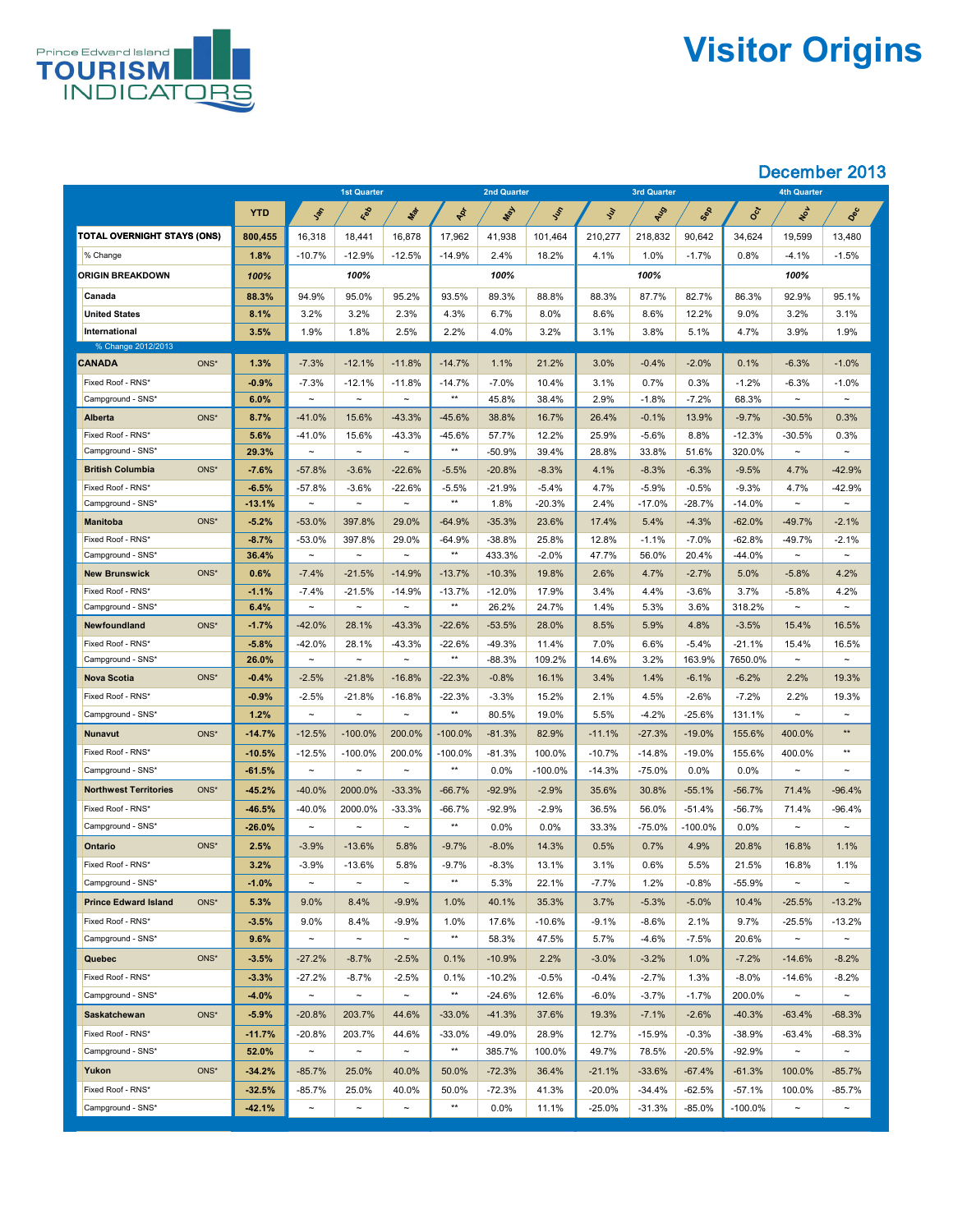Prince Edward Island TOURISM INDICATORS

# Visitor Origins

## December 2013

| | | YTD | 1st Quarter Jan | Feb | Mar | 2nd Quarter Apr | May | Jun | 3rd Quarter Jul | Aug | Sep | 4th Quarter Oct | Nov | Dec |
|---|---|---|---|---|---|---|---|---|---|---|---|---|---|---|
| **TOTAL OVERNIGHT STAYS (ONS)** | | **800,455** | 16,318 | 18,441 | 16,878 | 17,962 | 41,938 | 101,464 | 210,277 | 218,832 | 90,642 | 34,624 | 19,599 | 13,480 |
| % Change | | **1.8%** | -10.7% | -12.9% | -12.5% | -14.9% | 2.4% | 18.2% | 4.1% | 1.0% | -1.7% | 0.8% | -4.1% | -1.5% |
| **ORIGIN BREAKDOWN** | | **100%** | | 100% | | | 100% | | | 100% | | | 100% | |
| **Canada** | | **88.3%** | 94.9% | 95.0% | 95.2% | 93.5% | 89.3% | 88.8% | 88.3% | 87.7% | 82.7% | 86.3% | 92.9% | 95.1% |
| **United States** | | **8.1%** | 3.2% | 3.2% | 2.3% | 4.3% | 6.7% | 8.0% | 8.6% | 8.6% | 12.2% | 9.0% | 3.2% | 3.1% |
| **International** | | **3.5%** | 1.9% | 1.8% | 2.5% | 2.2% | 4.0% | 3.2% | 3.1% | 3.8% | 5.1% | 4.7% | 3.9% | 1.9% |
| % Change 2012/2013 | | | | | | | | | | | | | | |
| **CANADA** | ONS* | **1.3%** | -7.3% | -12.1% | -11.8% | -14.7% | 1.1% | 21.2% | 3.0% | -0.4% | -2.0% | 0.1% | -6.3% | -1.0% |
| Fixed Roof - RNS* | | **-0.9%** | -7.3% | -12.1% | -11.8% | -14.7% | -7.0% | 10.4% | 3.1% | 0.7% | 0.3% | -1.2% | -6.3% | -1.0% |
| Campground - SNS* | | **6.0%** | ~ | ~ | ~ | ** | 45.8% | 38.4% | 2.9% | -1.8% | -7.2% | 68.3% | ~ | ~ |
| **Alberta** | ONS* | **8.7%** | -41.0% | 15.6% | -43.3% | -45.6% | 38.8% | 16.7% | 26.4% | -0.1% | 13.9% | -9.7% | -30.5% | 0.3% |
| Fixed Roof - RNS* | | **5.6%** | -41.0% | 15.6% | -43.3% | -45.6% | 57.7% | 12.2% | 25.9% | -5.6% | 8.8% | -12.3% | -30.5% | 0.3% |
| Campground - SNS* | | **29.3%** | ~ | ~ | ~ | ** | -50.9% | 39.4% | 28.8% | 33.8% | 51.6% | 320.0% | ~ | ~ |
| **British Columbia** | ONS* | **-7.6%** | -57.8% | -3.6% | -22.6% | -5.5% | -20.8% | -8.3% | 4.1% | -8.3% | -6.3% | -9.5% | 4.7% | -42.9% |
| Fixed Roof - RNS* | | **-6.5%** | -57.8% | -3.6% | -22.6% | -5.5% | -21.9% | -5.4% | 4.7% | -5.9% | -0.5% | -9.3% | 4.7% | -42.9% |
| Campground - SNS* | | **-13.1%** | ~ | ~ | ~ | ** | 1.8% | -20.3% | 2.4% | -17.0% | -28.7% | -14.0% | ~ | ~ |
| **Manitoba** | ONS* | **-5.2%** | -53.0% | 397.8% | 29.0% | -64.9% | -35.3% | 23.6% | 17.4% | 5.4% | -4.3% | -62.0% | -49.7% | -2.1% |
| Fixed Roof - RNS* | | **-8.7%** | -53.0% | 397.8% | 29.0% | -64.9% | -38.8% | 25.8% | 12.8% | -1.1% | -7.0% | -62.8% | -49.7% | -2.1% |
| Campground - SNS* | | **36.4%** | ~ | ~ | ~ | ** | 433.3% | -2.0% | 47.7% | 56.0% | 20.4% | -44.0% | ~ | ~ |
| **New Brunswick** | ONS* | **0.6%** | -7.4% | -21.5% | -14.9% | -13.7% | -10.3% | 19.8% | 2.6% | 4.7% | -2.7% | 5.0% | -5.8% | 4.2% |
| Fixed Roof - RNS* | | **-1.1%** | -7.4% | -21.5% | -14.9% | -13.7% | -12.0% | 17.9% | 3.4% | 4.4% | -3.6% | 3.7% | -5.8% | 4.2% |
| Campground - SNS* | | **6.4%** | ~ | ~ | ~ | ** | 26.2% | 24.7% | 1.4% | 5.3% | 3.6% | 318.2% | ~ | ~ |
| **Newfoundland** | ONS* | **-1.7%** | -42.0% | 28.1% | -43.3% | -22.6% | -53.5% | 28.0% | 8.5% | 5.9% | 4.8% | -3.5% | 15.4% | 16.5% |
| Fixed Roof - RNS* | | **-5.8%** | -42.0% | 28.1% | -43.3% | -22.6% | -49.3% | 11.4% | 7.0% | 6.6% | -5.4% | -21.1% | 15.4% | 16.5% |
| Campground - SNS* | | **26.0%** | ~ | ~ | ~ | ** | -88.3% | 109.2% | 14.6% | 3.2% | 163.9% | 7650.0% | ~ | ~ |
| **Nova Scotia** | ONS* | **-0.4%** | -2.5% | -21.8% | -16.8% | -22.3% | -0.8% | 16.1% | 3.4% | 1.4% | -6.1% | -6.2% | 2.2% | 19.3% |
| Fixed Roof - RNS* | | **-0.9%** | -2.5% | -21.8% | -16.8% | -22.3% | -3.3% | 15.2% | 2.1% | 4.5% | -2.6% | -7.2% | 2.2% | 19.3% |
| Campground - SNS* | | **1.2%** | ~ | ~ | ~ | ** | 80.5% | 19.0% | 5.5% | -4.2% | -25.6% | 131.1% | ~ | ~ |
| **Nunavut** | ONS* | **-14.7%** | -12.5% | -100.0% | 200.0% | -100.0% | -81.3% | 82.9% | -11.1% | -27.3% | -19.0% | 155.6% | 400.0% | ** |
| Fixed Roof - RNS* | | **-10.5%** | -12.5% | -100.0% | 200.0% | -100.0% | -81.3% | 100.0% | -10.7% | -14.8% | -19.0% | 155.6% | 400.0% | ** |
| Campground - SNS* | | **-61.5%** | ~ | ~ | ~ | ** | 0.0% | -100.0% | -14.3% | -75.0% | 0.0% | 0.0% | ~ | ~ |
| **Northwest Territories** | ONS* | **-45.2%** | -40.0% | 2000.0% | -33.3% | -66.7% | -92.9% | -2.9% | 35.6% | 30.8% | -55.1% | -56.7% | 71.4% | -96.4% |
| Fixed Roof - RNS* | | **-46.5%** | -40.0% | 2000.0% | -33.3% | -66.7% | -92.9% | -2.9% | 36.5% | 56.0% | -51.4% | -56.7% | 71.4% | -96.4% |
| Campground - SNS* | | **-26.0%** | ~ | ~ | ~ | ** | 0.0% | 0.0% | 33.3% | -75.0% | -100.0% | 0.0% | ~ | ~ |
| **Ontario** | ONS* | **2.5%** | -3.9% | -13.6% | 5.8% | -9.7% | -8.0% | 14.3% | 0.5% | 0.7% | 4.9% | 20.8% | 16.8% | 1.1% |
| Fixed Roof - RNS* | | **3.2%** | -3.9% | -13.6% | 5.8% | -9.7% | -8.3% | 13.1% | 3.1% | 0.6% | 5.5% | 21.5% | 16.8% | 1.1% |
| Campground - SNS* | | **-1.0%** | ~ | ~ | ~ | ** | 5.3% | 22.1% | -7.7% | 1.2% | -0.8% | -55.9% | ~ | ~ |
| **Prince Edward Island** | ONS* | **5.3%** | 9.0% | 8.4% | -9.9% | 1.0% | 40.1% | 35.3% | 3.7% | -5.3% | -5.0% | 10.4% | -25.5% | -13.2% |
| Fixed Roof - RNS* | | **-3.5%** | 9.0% | 8.4% | -9.9% | 1.0% | 17.6% | -10.6% | -9.1% | -8.6% | 2.1% | 9.7% | -25.5% | -13.2% |
| Campground - SNS* | | **9.6%** | ~ | ~ | ~ | ** | 58.3% | 47.5% | 5.7% | -4.6% | -7.5% | 20.6% | ~ | ~ |
| **Quebec** | ONS* | **-3.5%** | -27.2% | -8.7% | -2.5% | 0.1% | -10.9% | 2.2% | -3.0% | -3.2% | 1.0% | -7.2% | -14.6% | -8.2% |
| Fixed Roof - RNS* | | **-3.3%** | -27.2% | -8.7% | -2.5% | 0.1% | -10.2% | -0.5% | -0.4% | -2.7% | 1.3% | -8.0% | -14.6% | -8.2% |
| Campground - SNS* | | **-4.0%** | ~ | ~ | ~ | ** | -24.6% | 12.6% | -6.0% | -3.7% | -1.7% | 200.0% | ~ | ~ |
| **Saskatchewan** | ONS* | **-5.9%** | -20.8% | 203.7% | 44.6% | -33.0% | -41.3% | 37.6% | 19.3% | -7.1% | -2.6% | -40.3% | -63.4% | -68.3% |
| Fixed Roof - RNS* | | **-11.7%** | -20.8% | 203.7% | 44.6% | -33.0% | -49.0% | 28.9% | 12.7% | -15.9% | -0.3% | -38.9% | -63.4% | -68.3% |
| Campground - SNS* | | **52.0%** | ~ | ~ | ~ | ** | 385.7% | 100.0% | 49.7% | 78.5% | -20.5% | -92.9% | ~ | ~ |
| **Yukon** | ONS* | **-34.2%** | -85.7% | 25.0% | 40.0% | 50.0% | -72.3% | 36.4% | -21.1% | -33.6% | -67.4% | -61.3% | 100.0% | -85.7% |
| Fixed Roof - RNS* | | **-32.5%** | -85.7% | 25.0% | 40.0% | 50.0% | -72.3% | 41.3% | -20.0% | -34.4% | -62.5% | -57.1% | 100.0% | -85.7% |
| Campground - SNS* | | **-42.1%** | ~ | ~ | ~ | ** | 0.0% | 11.1% | -25.0% | -31.3% | -85.0% | -100.0% | ~ | ~ |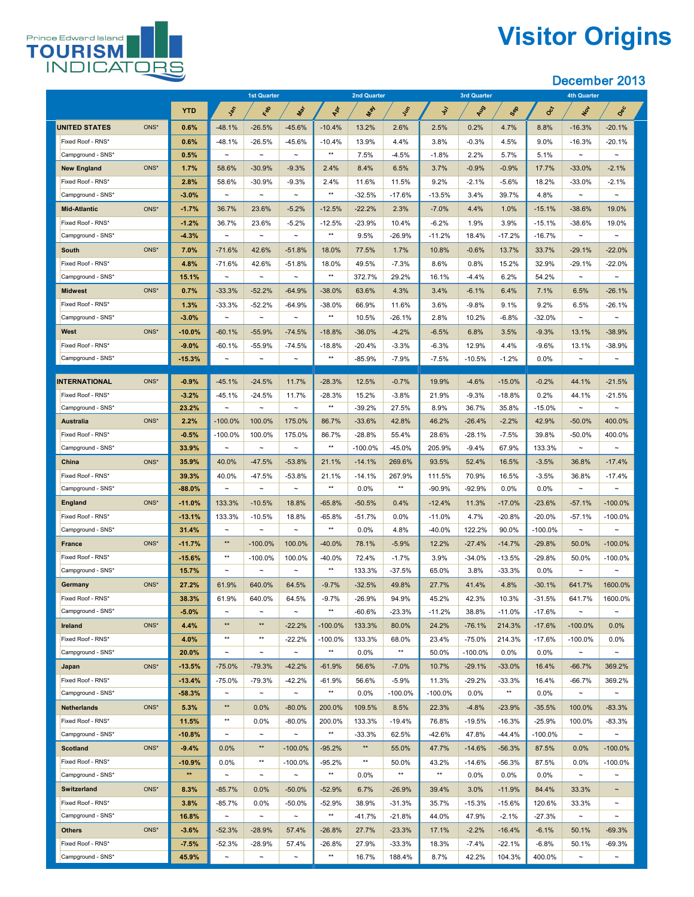# Prince Edward Island Tourism Indicators

# Visitor Origins

## December 2013

| | | YTD | 1st Quarter | | | 2nd Quarter | | | 3rd Quarter | | | 4th Quarter | | |
|---|---|---|---|---|---|---|---|---|---|---|---|---|---|---|
| | | | Jan | Feb | Mar | Apr | May | Jun | Jul | Aug | Sep | Oct | Nov | Dec |
| **UNITED STATES** | ONS* | **0.6%** | -48.1% | -26.5% | -45.6% | -10.4% | 13.2% | 2.6% | 2.5% | 0.2% | 4.7% | 8.8% | -16.3% | -20.1% |
| Fixed Roof - RNS* | | **0.6%** | -48.1% | -26.5% | -45.6% | -10.4% | 13.9% | 4.4% | 3.8% | -0.3% | 4.5% | 9.0% | -16.3% | -20.1% |
| Campground - SNS* | | **0.5%** | ~ | ~ | ~ | ** | 7.5% | -4.5% | -1.8% | 2.2% | 5.7% | 5.1% | ~ | ~ |
| **New England** | ONS* | **1.7%** | 58.6% | -30.9% | -9.3% | 2.4% | 8.4% | 6.5% | 3.7% | -0.9% | -0.9% | 17.7% | -33.0% | -2.1% |
| Fixed Roof - RNS* | | **2.8%** | 58.6% | -30.9% | -9.3% | 2.4% | 11.6% | 11.5% | 9.2% | -2.1% | -5.6% | 18.2% | -33.0% | -2.1% |
| Campground - SNS* | | **-3.0%** | ~ | ~ | ~ | ** | -32.5% | -17.6% | -13.5% | 3.4% | 39.7% | 4.8% | ~ | ~ |
| **Mid-Atlantic** | ONS* | **-1.7%** | 36.7% | 23.6% | -5.2% | -12.5% | -22.2% | 2.3% | -7.0% | 4.4% | 1.0% | -15.1% | -38.6% | 19.0% |
| Fixed Roof - RNS* | | **-1.2%** | 36.7% | 23.6% | -5.2% | -12.5% | -23.9% | 10.4% | -6.2% | 1.9% | 3.9% | -15.1% | -38.6% | 19.0% |
| Campground - SNS* | | **-4.3%** | ~ | ~ | ~ | ** | 9.5% | -26.9% | -11.2% | 18.4% | -17.2% | -16.7% | ~ | ~ |
| **South** | ONS* | **7.0%** | -71.6% | 42.6% | -51.8% | 18.0% | 77.5% | 1.7% | 10.8% | -0.6% | 13.7% | 33.7% | -29.1% | -22.0% |
| Fixed Roof - RNS* | | **4.8%** | -71.6% | 42.6% | -51.8% | 18.0% | 49.5% | -7.3% | 8.6% | 0.8% | 15.2% | 32.9% | -29.1% | -22.0% |
| Campground - SNS* | | **15.1%** | ~ | ~ | ~ | ** | 372.7% | 29.2% | 16.1% | -4.4% | 6.2% | 54.2% | ~ | ~ |
| **Midwest** | ONS* | **0.7%** | -33.3% | -52.2% | -64.9% | -38.0% | 63.6% | 4.3% | 3.4% | -6.1% | 6.4% | 7.1% | 6.5% | -26.1% |
| Fixed Roof - RNS* | | **1.3%** | -33.3% | -52.2% | -64.9% | -38.0% | 66.9% | 11.6% | 3.6% | -9.8% | 9.1% | 9.2% | 6.5% | -26.1% |
| Campground - SNS* | | **-3.0%** | ~ | ~ | ~ | ** | 10.5% | -26.1% | 2.8% | 10.2% | -6.8% | -32.0% | ~ | ~ |
| **West** | ONS* | **-10.0%** | -60.1% | -55.9% | -74.5% | -18.8% | -36.0% | -4.2% | -6.5% | 6.8% | 3.5% | -9.3% | 13.1% | -38.9% |
| Fixed Roof - RNS* | | **-9.0%** | -60.1% | -55.9% | -74.5% | -18.8% | -20.4% | -3.3% | -6.3% | 12.9% | 4.4% | -9.6% | 13.1% | -38.9% |
| Campground - SNS* | | **-15.3%** | ~ | ~ | ~ | ** | -85.9% | -7.9% | -7.5% | -10.5% | -1.2% | 0.0% | ~ | ~ |
| **INTERNATIONAL** | ONS* | **-0.9%** | -45.1% | -24.5% | 11.7% | -28.3% | 12.5% | -0.7% | 19.9% | -4.6% | -15.0% | -0.2% | 44.1% | -21.5% |
| Fixed Roof - RNS* | | **-3.2%** | -45.1% | -24.5% | 11.7% | -28.3% | 15.2% | -3.8% | 21.9% | -9.3% | -18.8% | 0.2% | 44.1% | -21.5% |
| Campground - SNS* | | **23.2%** | ~ | ~ | ~ | ** | -39.2% | 27.5% | 8.9% | 36.7% | 35.8% | -15.0% | ~ | ~ |
| **Australia** | ONS* | **2.2%** | -100.0% | 100.0% | 175.0% | 86.7% | -33.6% | 42.8% | 46.2% | -26.4% | -2.2% | 42.9% | -50.0% | 400.0% |
| Fixed Roof - RNS* | | **-0.5%** | -100.0% | 100.0% | 175.0% | 86.7% | -28.8% | 55.4% | 28.6% | -28.1% | -7.5% | 39.8% | -50.0% | 400.0% |
| Campground - SNS* | | **33.9%** | ~ | ~ | ~ | ** | -100.0% | -45.0% | 205.9% | -9.4% | 67.9% | 133.3% | ~ | ~ |
| **China** | ONS* | **35.9%** | 40.0% | -47.5% | -53.8% | 21.1% | -14.1% | 269.6% | 93.5% | 52.4% | 16.5% | -3.5% | 36.8% | -17.4% |
| Fixed Roof - RNS* | | **39.3%** | 40.0% | -47.5% | -53.8% | 21.1% | -14.1% | 267.9% | 111.5% | 70.9% | 16.5% | -3.5% | 36.8% | -17.4% |
| Campground - SNS* | | **-88.0%** | ~ | ~ | ~ | ** | 0.0% | ** | -90.9% | -92.9% | 0.0% | 0.0% | ~ | ~ |
| **England** | ONS* | **-11.0%** | 133.3% | -10.5% | 18.8% | -65.8% | -50.5% | 0.4% | -12.4% | 11.3% | -17.0% | -23.6% | -57.1% | -100.0% |
| Fixed Roof - RNS* | | **-13.1%** | 133.3% | -10.5% | 18.8% | -65.8% | -51.7% | 0.0% | -11.0% | 4.7% | -20.8% | -20.0% | -57.1% | -100.0% |
| Campground - SNS* | | **31.4%** | ~ | ~ | ~ | ** | 0.0% | 4.8% | -40.0% | 122.2% | 90.0% | -100.0% | ~ | ~ |
| **France** | ONS* | **-11.7%** | ** | -100.0% | 100.0% | -40.0% | 78.1% | -5.9% | 12.2% | -27.4% | -14.7% | -29.8% | 50.0% | -100.0% |
| Fixed Roof - RNS* | | **-15.6%** | ** | -100.0% | 100.0% | -40.0% | 72.4% | -1.7% | 3.9% | -34.0% | -13.5% | -29.8% | 50.0% | -100.0% |
| Campground - SNS* | | **15.7%** | ~ | ~ | ~ | ** | 133.3% | -37.5% | 65.0% | 3.8% | -33.3% | 0.0% | ~ | ~ |
| **Germany** | ONS* | **27.2%** | 61.9% | 640.0% | 64.5% | -9.7% | -32.5% | 49.8% | 27.7% | 41.4% | 4.8% | -30.1% | 641.7% | 1600.0% |
| Fixed Roof - RNS* | | **38.3%** | 61.9% | 640.0% | 64.5% | -9.7% | -26.9% | 94.9% | 45.2% | 42.3% | 10.3% | -31.5% | 641.7% | 1600.0% |
| Campground - SNS* | | **-5.0%** | ~ | ~ | ~ | ** | -60.6% | -23.3% | -11.2% | 38.8% | -11.0% | -17.6% | ~ | ~ |
| **Ireland** | ONS* | **4.4%** | ** | ** | -22.2% | -100.0% | 133.3% | 80.0% | 24.2% | -76.1% | 214.3% | -17.6% | -100.0% | 0.0% |
| Fixed Roof - RNS* | | **4.0%** | ** | ** | -22.2% | -100.0% | 133.3% | 68.0% | 23.4% | -75.0% | 214.3% | -17.6% | -100.0% | 0.0% |
| Campground - SNS* | | **20.0%** | ~ | ~ | ~ | ** | 0.0% | ** | 50.0% | -100.0% | 0.0% | 0.0% | ~ | ~ |
| **Japan** | ONS* | **-13.5%** | -75.0% | -79.3% | -42.2% | -61.9% | 56.6% | -7.0% | 10.7% | -29.1% | -33.0% | 16.4% | -66.7% | 369.2% |
| Fixed Roof - RNS* | | **-13.4%** | -75.0% | -79.3% | -42.2% | -61.9% | 56.6% | -5.9% | 11.3% | -29.2% | -33.3% | 16.4% | -66.7% | 369.2% |
| Campground - SNS* | | **-58.3%** | ~ | ~ | ~ | ** | 0.0% | -100.0% | -100.0% | 0.0% | ** | 0.0% | ~ | ~ |
| **Netherlands** | ONS* | **5.3%** | ** | 0.0% | -80.0% | 200.0% | 109.5% | 8.5% | 22.3% | -4.8% | -23.9% | -35.5% | 100.0% | -83.3% |
| Fixed Roof - RNS* | | **11.5%** | ** | 0.0% | -80.0% | 200.0% | 133.3% | -19.4% | 76.8% | -19.5% | -16.3% | -25.9% | 100.0% | -83.3% |
| Campground - SNS* | | **-10.8%** | ~ | ~ | ~ | ** | -33.3% | 62.5% | -42.6% | 47.8% | -44.4% | -100.0% | ~ | ~ |
| **Scotland** | ONS* | **-9.4%** | 0.0% | ** | -100.0% | -95.2% | ** | 55.0% | 47.7% | -14.6% | -56.3% | 87.5% | 0.0% | -100.0% |
| Fixed Roof - RNS* | | **-10.9%** | 0.0% | ** | -100.0% | -95.2% | ** | 50.0% | 43.2% | -14.6% | -56.3% | 87.5% | 0.0% | -100.0% |
| Campground - SNS* | | **\*\*** | ~ | ~ | ~ | ** | 0.0% | ** | ** | 0.0% | 0.0% | 0.0% | ~ | ~ |
| **Switzerland** | ONS* | **8.3%** | -85.7% | 0.0% | -50.0% | -52.9% | 6.7% | -26.9% | 39.4% | 3.0% | -11.9% | 84.4% | 33.3% | ~ |
| Fixed Roof - RNS* | | **3.8%** | -85.7% | 0.0% | -50.0% | -52.9% | 38.9% | -31.3% | 35.7% | -15.3% | -15.6% | 120.6% | 33.3% | ~ |
| Campground - SNS* | | **16.8%** | ~ | ~ | ~ | ** | -41.7% | -21.8% | 44.0% | 47.9% | -2.1% | -27.3% | ~ | ~ |
| **Others** | ONS* | **-3.6%** | -52.3% | -28.9% | 57.4% | -26.8% | 27.7% | -23.3% | 17.1% | -2.2% | -16.4% | -6.1% | 50.1% | -69.3% |
| Fixed Roof - RNS* | | **-7.5%** | -52.3% | -28.9% | 57.4% | -26.8% | 27.9% | -33.3% | 18.3% | -7.4% | -22.1% | -6.8% | 50.1% | -69.3% |
| Campground - SNS* | | **45.9%** | ~ | ~ | ~ | ** | 16.7% | 188.4% | 8.7% | 42.2% | 104.3% | 400.0% | ~ | ~ |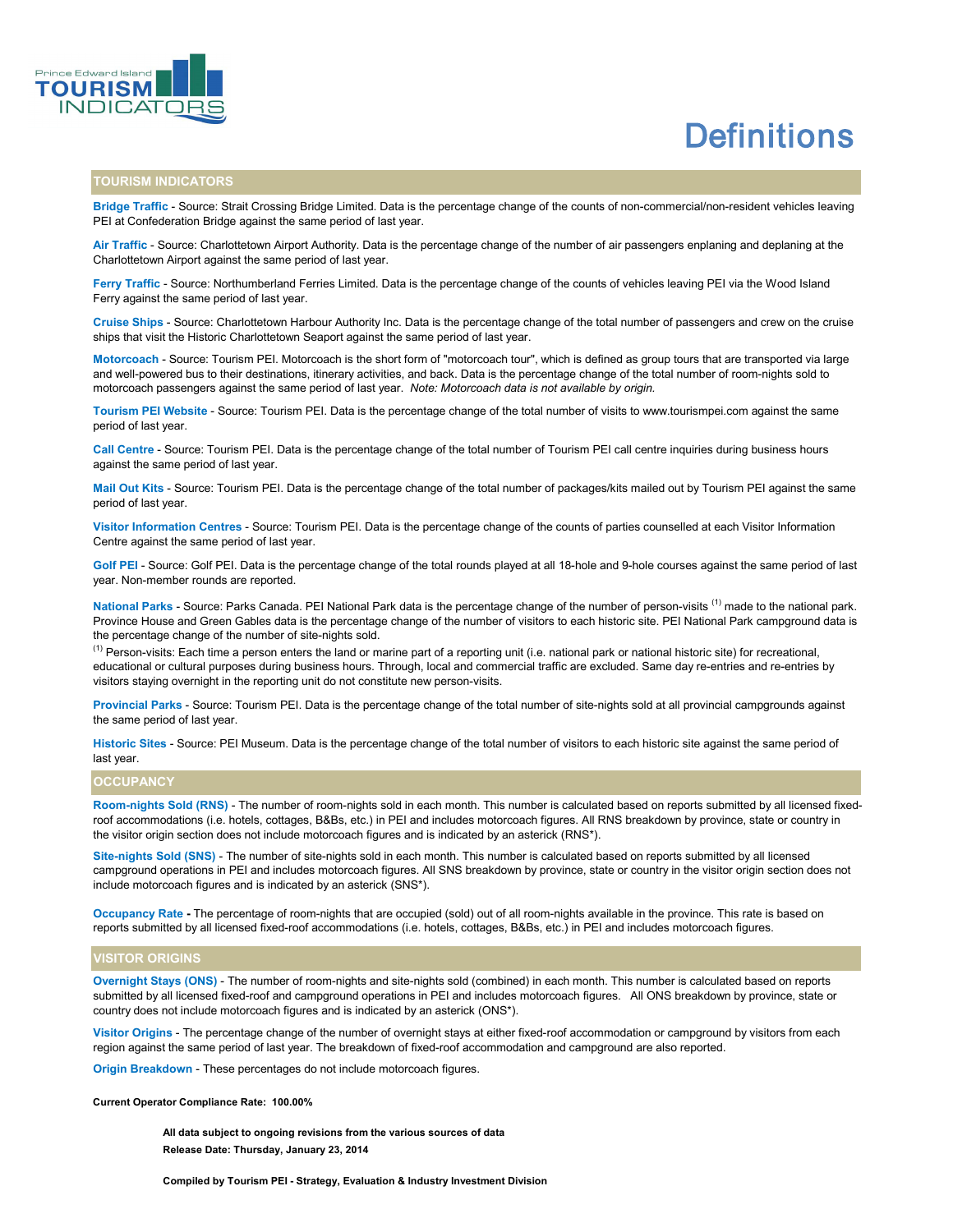Prince Edward Island TOURISM INDICATORS

# Definitions

## TOURISM INDICATORS

**Bridge Traffic** - Source: Strait Crossing Bridge Limited. Data is the percentage change of the counts of non-commercial/non-resident vehicles leaving PEI at Confederation Bridge against the same period of last year.

**Air Traffic** - Source: Charlottetown Airport Authority. Data is the percentage change of the number of air passengers enplaning and deplaning at the Charlottetown Airport against the same period of last year.

**Ferry Traffic** - Source: Northumberland Ferries Limited. Data is the percentage change of the counts of vehicles leaving PEI via the Wood Island Ferry against the same period of last year.

**Cruise Ships** - Source: Charlottetown Harbour Authority Inc. Data is the percentage change of the total number of passengers and crew on the cruise ships that visit the Historic Charlottetown Seaport against the same period of last year.

**Motorcoach** - Source: Tourism PEI. Motorcoach is the short form of "motorcoach tour", which is defined as group tours that are transported via large and well-powered bus to their destinations, itinerary activities, and back. Data is the percentage change of the total number of room-nights sold to motorcoach passengers against the same period of last year. *Note: Motorcoach data is not available by origin.*

**Tourism PEI Website** - Source: Tourism PEI. Data is the percentage change of the total number of visits to www.tourismpei.com against the same period of last year.

**Call Centre** - Source: Tourism PEI. Data is the percentage change of the total number of Tourism PEI call centre inquiries during business hours against the same period of last year.

**Mail Out Kits** - Source: Tourism PEI. Data is the percentage change of the total number of packages/kits mailed out by Tourism PEI against the same period of last year.

**Visitor Information Centres** - Source: Tourism PEI. Data is the percentage change of the counts of parties counselled at each Visitor Information Centre against the same period of last year.

**Golf PEI** - Source: Golf PEI. Data is the percentage change of the total rounds played at all 18-hole and 9-hole courses against the same period of last year. Non-member rounds are reported.

**National Parks** - Source: Parks Canada. PEI National Park data is the percentage change of the number of person-visits (1) made to the national park. Province House and Green Gables data is the percentage change of the number of visitors to each historic site. PEI National Park campground data is the percentage change of the number of site-nights sold.

(1) Person-visits: Each time a person enters the land or marine part of a reporting unit (i.e. national park or national historic site) for recreational, educational or cultural purposes during business hours. Through, local and commercial traffic are excluded. Same day re-entries and re-entries by visitors staying overnight in the reporting unit do not constitute new person-visits.

**Provincial Parks** - Source: Tourism PEI. Data is the percentage change of the total number of site-nights sold at all provincial campgrounds against the same period of last year.

**Historic Sites** - Source: PEI Museum. Data is the percentage change of the total number of visitors to each historic site against the same period of last year.

## OCCUPANCY

**Room-nights Sold (RNS)** - The number of room-nights sold in each month. This number is calculated based on reports submitted by all licensed fixed-roof accommodations (i.e. hotels, cottages, B&Bs, etc.) in PEI and includes motorcoach figures. All RNS breakdown by province, state or country in the visitor origin section does not include motorcoach figures and is indicated by an asterisk (RNS*).

**Site-nights Sold (SNS)** - The number of site-nights sold in each month. This number is calculated based on reports submitted by all licensed campground operations in PEI and includes motorcoach figures. All SNS breakdown by province, state or country in the visitor origin section does not include motorcoach figures and is indicated by an asterisk (SNS*).

**Occupancy Rate** - The percentage of room-nights that are occupied (sold) out of all room-nights available in the province. This rate is based on reports submitted by all licensed fixed-roof accommodations (i.e. hotels, cottages, B&Bs, etc.) in PEI and includes motorcoach figures.

## VISITOR ORIGINS

**Overnight Stays (ONS)** - The number of room-nights and site-nights sold (combined) in each month. This number is calculated based on reports submitted by all licensed fixed-roof and campground operations in PEI and includes motorcoach figures. All ONS breakdown by province, state or country does not include motorcoach figures and is indicated by an asterisk (ONS*).

**Visitor Origins** - The percentage change of the number of overnight stays at either fixed-roof accommodation or campground by visitors from each region against the same period of last year. The breakdown of fixed-roof accommodation and campground are also reported.

**Origin Breakdown** - These percentages do not include motorcoach figures.

**Current Operator Compliance Rate: 100.00%**

**All data subject to ongoing revisions from the various sources of data**
**Release Date: Thursday, January 23, 2014**

**Compiled by Tourism PEI - Strategy, Evaluation & Industry Investment Division**